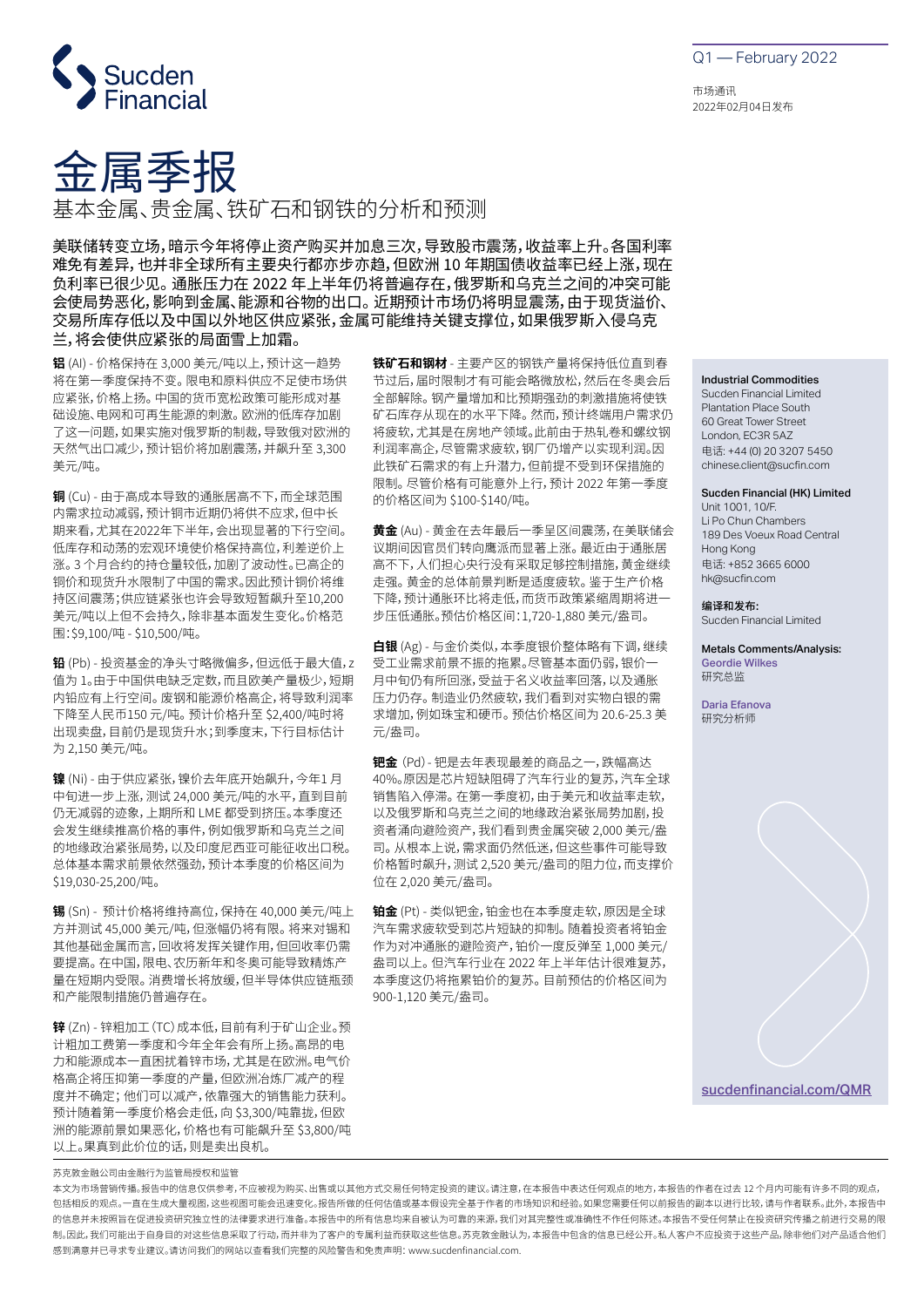Sucden Financial

Q1 — February 2022

市场通讯
2022年02月04日发布

# 金属季报

## 基本金属、贵金属、铁矿石和钢铁的分析和预测

**美联储转变立场，暗示今年将停止资产购买并加息三次，导致股市震荡，收益率上升。各国利率难免有差异，也并非全球所有主要央行都亦步亦趋，但欧洲 10 年期国债收益率已经上涨，现在负利率已很少见。通胀压力在 2022 年上半年仍将普遍存在，俄罗斯和乌克兰之间的冲突可能会使局势恶化，影响到金属、能源和谷物的出口。近期预计市场仍将明显震荡，由于现货溢价、交易所库存低以及中国以外地区供应紧张，金属可能维持关键支撑位，如果俄罗斯入侵乌克兰，将会使供应紧张的局面雪上加霜。**

**铝** (Al) - 价格保持在 3,000 美元/吨以上，预计这一趋势将在第一季度保持不变。限电和原料供应不足使市场供应紧张，价格上扬。中国的货币宽松政策可能形成对基础设施、电网和可再生能源的刺激。欧洲的低库存加剧了这一问题，如果实施对俄罗斯的制裁，导致俄对欧洲的天然气出口减少，预计铝价将加剧震荡，并飙升至 3,300 美元/吨。

**铜** (Cu) - 由于高成本导致的通胀居高不下，而全球范围内需求拉动减弱，预计铜市近期仍将供不应求，但中长期来看，尤其在2022年下半年，会出现显著的下行空间。低库存和动荡的宏观环境使价格保持高位，利差逆价上涨。3 个月合约的持仓量较低，加剧了波动性。已高企的铜价和现货升水限制了中国的需求。因此预计铜价将维持区间震荡；供应链紧张也许会导致短暂飙升至10,200 美元/吨以上但不会持久，除非基本面发生变化。价格范围：$9,100/吨 - $10,500/吨。

**铅** (Pb) - 投资基金的净头寸略微偏多，但远低于最大值，z 值为 1。由于中国供电缺乏定数，而且欧美产量极少，短期内铅应有上行空间。废钢和能源价格高企，将导致利润率下降至人民币150 元/吨。预计价格升至 $2,400/吨时将出现卖盘，目前仍是现货升水；到季度末，下行目标估计为 2,150 美元/吨。

**镍** (Ni) - 由于供应紧张，镍价去年底开始飙升，今年1 月中旬进一步上涨，测试 24,000 美元/吨的水平，直到目前仍无减弱的迹象，上期所和 LME 都受到挤压。本季度还会发生继续推高价格的事件，例如俄罗斯和乌克兰之间的地缘政治紧张局势，以及印度尼西亚可能征收出口税。总体基本需求前景依然强劲，预计本季度的价格区间为 $19,030-25,200/吨。

**锡** (Sn) - 预计价格将维持高位，保持在 40,000 美元/吨上方并测试 45,000 美元/吨，但涨幅仍将有限。将来对锡和其他基础金属而言，回收将发挥关键作用，但回收率仍需要提高。在中国，限电、农历新年和冬奥可能导致精炼产量在短期内受限。消费增长将放缓，但半导体供应链瓶颈和产能限制措施仍普遍存在。

**锌** (Zn) - 锌粗加工 (TC) 成本低，目前有利于矿山企业。预计粗加工费第一季度和今年全年会有所上扬。高昂的电力和能源成本一直困扰着锌市场，尤其是在欧洲。电气价格高企将压抑第一季度的产量，但欧洲冶炼厂减产的程度并不确定；他们可以减产，依靠强大的销售能力获利。预计随着第一季度价格会走低，向 $3,300/吨靠拢，但欧洲的能源前景如果恶化，价格也有可能飙升至 $3,800/吨以上。果真到此价位的话，则是卖出良机。

**铁矿石和钢材** - 主要产区的钢铁产量将保持低位直到春节过后，届时限制才有可能会略微放松，然后在冬奥会后全部解除。钢产量增加和比预期强劲的刺激措施将使铁矿石库存从现在的水平下降。然而，预计终端用户需求仍将疲软，尤其是在房地产领域。此前由于热轧卷和螺纹钢利润率高企，尽管需求疲软，钢厂仍增产以实现利润。因此铁矿石需求仍有上升潜力，但前提是不受到环保措施的限制。尽管价格有可能意外上行，预计 2022 年第一季度的价格区间为 $100-$140/吨。

**黄金** (Au) - 黄金在去年最后一季呈区间震荡，在美联储会议期间因官员们转向鹰派而显著上涨。最近由于通胀居高不下，人们担心央行没有采取足够控制措施，黄金继续走强。黄金的总体前景判断是适度疲软。鉴于生产价格下降，预计通胀环比将走低，而货币政策紧缩周期将进一步压低通胀。预估价格区间：1,720-1,880 美元/盎司。

**白银** (Ag) - 与金价类似，本季度银价整体略有下调，继续受工业需求前景不振的拖累。尽管基本面仍弱，银价一月中旬仍有所回涨，受益于名义收益率回落，以及通胀压力仍存。制造业仍然疲软，我们看到对实物白银的需求增加，例如珠宝和硬币。预估价格区间为 20.6-25.3 美元/盎司。

**钯金** (Pd) - 钯是去年表现最差的商品之一，跌幅高达 40%。原因是芯片短缺阻碍了汽车行业的复苏，汽车全球销售陷入停滞。在第一季度初，由于美元和收益率走软，以及俄罗斯和乌克兰之间的地缘政治紧张局势加剧，投资者涌向避险资产，我们看到贵金属突破 2,000 美元/盎司。从根本上说，需求面仍然低迷，但这些事件可能导致价格暂时飙升，测试 2,520 美元/盎司的阻力位，而支撑价位在 2,020 美元/盎司。

**铂金** (Pt) - 类似钯金，铂金也在本季度走软，原因是全球汽车需求疲软受到芯片短缺的抑制。随着投资者将铂金作为对冲通胀的避险资产，铂价一度反弹至 1,000 美元/盎司以上。但汽车行业在 2022 年上半年估计很难复苏，本季度这仍将拖累铂价的复苏。目前预估的价格区间为 900-1,120 美元/盎司。

**Industrial Commodities**
Sucden Financial Limited
Plantation Place South
60 Great Tower Street
London, EC3R 5AZ
电话: +44 (0) 20 3207 5450
chinese.client@sucfin.com

**Sucden Financial (HK) Limited**
Unit 1001, 10/F.
Li Po Chun Chambers
189 Des Voeux Road Central
Hong Kong
电话: +852 3665 6000
hk@sucfin.com

**编译和发布:**
Sucden Financial Limited

**Metals Comments/Analysis:**
Geordie Wilkes
研究总监

Daria Efanova
研究分析师

sucdenfinancial.com/QMR

苏克敦金融公司由金融行为监管局授权和监管

本文为市场营销传播。报告中的信息仅供参考，不应被视为购买、出售或以其他方式交易任何特定投资的建议。请注意，在本报告中表达任何观点的地方，本报告的作者在过去 12 个月内可能有许多不同的观点，包括相反的观点。一直在生成大量视图，这些视图可能会迅速变化。报告所做的任何估值或基本假设完全基于作者的市场知识和经验。如果您需要任何以前报告的副本以进行比较，请与作者联系。此外，本报告中的信息并未按照旨在促进投资研究独立性的法律要求进行准备。本报告中的所有信息均来自被认为可靠的来源，我们对其完整性或准确性不作任何陈述。本报告不受任何禁止在投资研究传播之前进行交易的限制。因此，我们可能出于自身目的对这些信息采取了行动，而并非为了客户的专属利益而获取这些信息。苏克敦金融认为，本报告中包含的信息已经公开。私人客户不应投资于这些产品，除非他们对产品适合他们感到满意并已寻求专业建议。请访问我们的网站以查看我们完整的风险警告和免责声明：www.sucdenfinancial.com.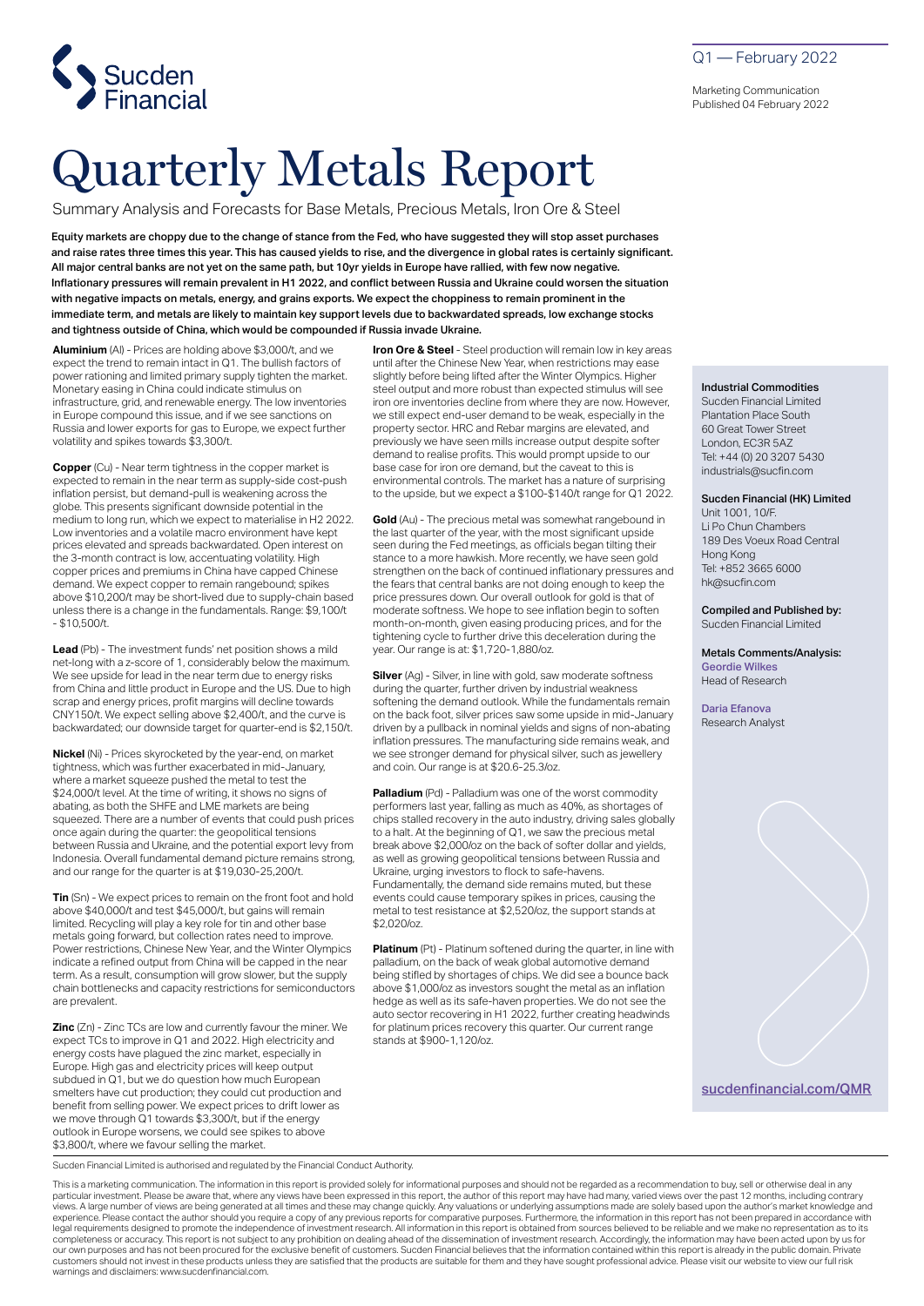Q1 — February 2022

Marketing Communication
Published 04 February 2022

# Quarterly Metals Report

Summary Analysis and Forecasts for Base Metals, Precious Metals, Iron Ore & Steel

**Equity markets are choppy due to the change of stance from the Fed, who have suggested they will stop asset purchases and raise rates three times this year. This has caused yields to rise, and the divergence in global rates is certainly significant. All major central banks are not yet on the same path, but 10yr yields in Europe have rallied, with few now negative. Inflationary pressures will remain prevalent in H1 2022, and conflict between Russia and Ukraine could worsen the situation with negative impacts on metals, energy, and grains exports. We expect the choppiness to remain prominent in the immediate term, and metals are likely to maintain key support levels due to backwardated spreads, low exchange stocks and tightness outside of China, which would be compounded if Russia invade Ukraine.**

**Aluminium** (Al) - Prices are holding above $3,000/t, and we expect the trend to remain intact in Q1. The bullish factors of power rationing and limited primary supply tighten the market. Monetary easing in China could indicate stimulus on infrastructure, grid, and renewable energy. The low inventories in Europe compound this issue, and if we see sanctions on Russia and lower exports for gas to Europe, we expect further volatility and spikes towards $3,300/t.

**Copper** (Cu) - Near term tightness in the copper market is expected to remain in the near term as supply-side cost-push inflation persist, but demand-pull is weakening across the globe. This presents significant downside potential in the medium to long run, which we expect to materialise in H2 2022. Low inventories and a volatile macro environment have kept prices elevated and spreads backwardated. Open interest on the 3-month contract is low, accentuating volatility. High copper prices and premiums in China have capped Chinese demand. We expect copper to remain rangebound; spikes above $10,200/t may be short-lived due to supply-chain based unless there is a change in the fundamentals. Range: $9,100/t - $10,500/t.

**Lead** (Pb) - The investment funds' net position shows a mild net-long with a z-score of 1, considerably below the maximum. We see upside for lead in the near term due to energy risks from China and little product in Europe and the US. Due to high scrap and energy prices, profit margins will decline towards CNY150/t. We expect selling above $2,400/t, and the curve is backwardated; our downside target for quarter-end is $2,150/t.

**Nickel** (Ni) - Prices skyrocketed by the year-end, on market tightness, which was further exacerbated in mid-January, where a market squeeze pushed the metal to test the $24,000/t level. At the time of writing, it shows no signs of abating, as both the SHFE and LME markets are being squeezed. There are a number of events that could push prices once again during the quarter: the geopolitical tensions between Russia and Ukraine, and the potential export levy from Indonesia. Overall fundamental demand picture remains strong, and our range for the quarter is at $19,030-25,200/t.

**Tin** (Sn) - We expect prices to remain on the front foot and hold above $40,000/t and test $45,000/t, but gains will remain limited. Recycling will play a key role for tin and other base metals going forward, but collection rates need to improve. Power restrictions, Chinese New Year, and the Winter Olympics indicate a refined output from China will be capped in the near term. As a result, consumption will grow slower, but the supply chain bottlenecks and capacity restrictions for semiconductors are prevalent.

**Zinc** (Zn) - Zinc TCs are low and currently favour the miner. We expect TCs to improve in Q1 and 2022. High electricity and energy costs have plagued the zinc market, especially in Europe. High gas and electricity prices will keep output subdued in Q1, but we do question how much European smelters have cut production; they could cut production and benefit from selling power. We expect prices to drift lower as we move through Q1 towards $3,300/t, but if the energy outlook in Europe worsens, we could see spikes to above $3,800/t, where we favour selling the market.

**Iron Ore & Steel** - Steel production will remain low in key areas until after the Chinese New Year, when restrictions may ease slightly before being lifted after the Winter Olympics. Higher steel output and more robust than expected stimulus will see iron ore inventories decline from where they are now. However, we still expect end-user demand to be weak, especially in the property sector. HRC and Rebar margins are elevated, and previously we have seen mills increase output despite softer demand to realise profits. This would prompt upside to our base case for iron ore demand, but the caveat to this is environmental controls. The market has a nature of surprising to the upside, but we expect a $100-$140/t range for Q1 2022.

**Gold** (Au) - The precious metal was somewhat rangebound in the last quarter of the year, with the most significant upside seen during the Fed meetings, as officials began tilting their stance to a more hawkish. More recently, we have seen gold strengthen on the back of continued inflationary pressures and the fears that central banks are not doing enough to keep the price pressures down. Our overall outlook for gold is that of moderate softness. We hope to see inflation begin to soften month-on-month, given easing producing prices, and for the tightening cycle to further drive this deceleration during the year. Our range is at: $1,720-1,880/oz.

**Silver** (Ag) - Silver, in line with gold, saw moderate softness during the quarter, further driven by industrial weakness softening the demand outlook. While the fundamentals remain on the back foot, silver prices saw some upside in mid-January driven by a pullback in nominal yields and signs of non-abating inflation pressures. The manufacturing side remains weak, and we see stronger demand for physical silver, such as jewellery and coin. Our range is at $20.6-25.3/oz.

**Palladium** (Pd) - Palladium was one of the worst commodity performers last year, falling as much as 40%, as shortages of chips stalled recovery in the auto industry, driving sales globally to a halt. At the beginning of Q1, we saw the precious metal break above $2,000/oz on the back of softer dollar and yields, as well as growing geopolitical tensions between Russia and Ukraine, urging investors to flock to safe-havens. Fundamentally, the demand side remains muted, but these events could cause temporary spikes in prices, causing the metal to test resistance at $2,520/oz, the support stands at $2,020/oz.

**Platinum** (Pt) - Platinum softened during the quarter, in line with palladium, on the back of weak global automotive demand being stifled by shortages of chips. We did see a bounce back above $1,000/oz as investors sought the metal as an inflation hedge as well as its safe-haven properties. We do not see the auto sector recovering in H1 2022, further creating headwinds for platinum prices recovery this quarter. Our current range stands at $900-1,120/oz.

**Industrial Commodities**
Sucden Financial Limited
Plantation Place South
60 Great Tower Street
London, EC3R 5AZ
Tel: +44 (0) 20 3207 5430
industrials@sucfin.com

**Sucden Financial (HK) Limited**
Unit 1001, 10/F.
Li Po Chun Chambers
189 Des Voeux Road Central
Hong Kong
Tel: +852 3665 6000
hk@sucfin.com

**Compiled and Published by:**
Sucden Financial Limited

**Metals Comments/Analysis:**
Geordie Wilkes
Head of Research

Daria Efanova
Research Analyst

sucdenfinancial.com/QMR

Sucden Financial Limited is authorised and regulated by the Financial Conduct Authority.

This is a marketing communication. The information in this report is provided solely for informational purposes and should not be regarded as a recommendation to buy, sell or otherwise deal in any particular investment. Please be aware that, where any views have been expressed in this report, the author of this report may have had many, varied views over the past 12 months, including contrary views. A large number of views are being generated at all times and these may change quickly. Any valuations or underlying assumptions made are solely based upon the author's market knowledge and experience. Please contact the author should you require a copy of any previous reports for comparative purposes. Furthermore, the information in this report has not been prepared in accordance with legal requirements designed to promote the independence of investment research. All information in this report is obtained from sources believed to be reliable and we make no representation as to its completeness or accuracy. This report is not subject to any prohibition on dealing ahead of the dissemination of investment research. Accordingly, the information may have been acted upon by us for our own purposes and has not been procured for the exclusive benefit of customers. Sucden Financial believes that the information contained within this report is already in the public domain. Private customers should not invest in these products unless they are satisfied that the products are suitable for them and they have sought professional advice. Please visit our website to view our full risk warnings and disclaimers: www.sucdenfinancial.com.